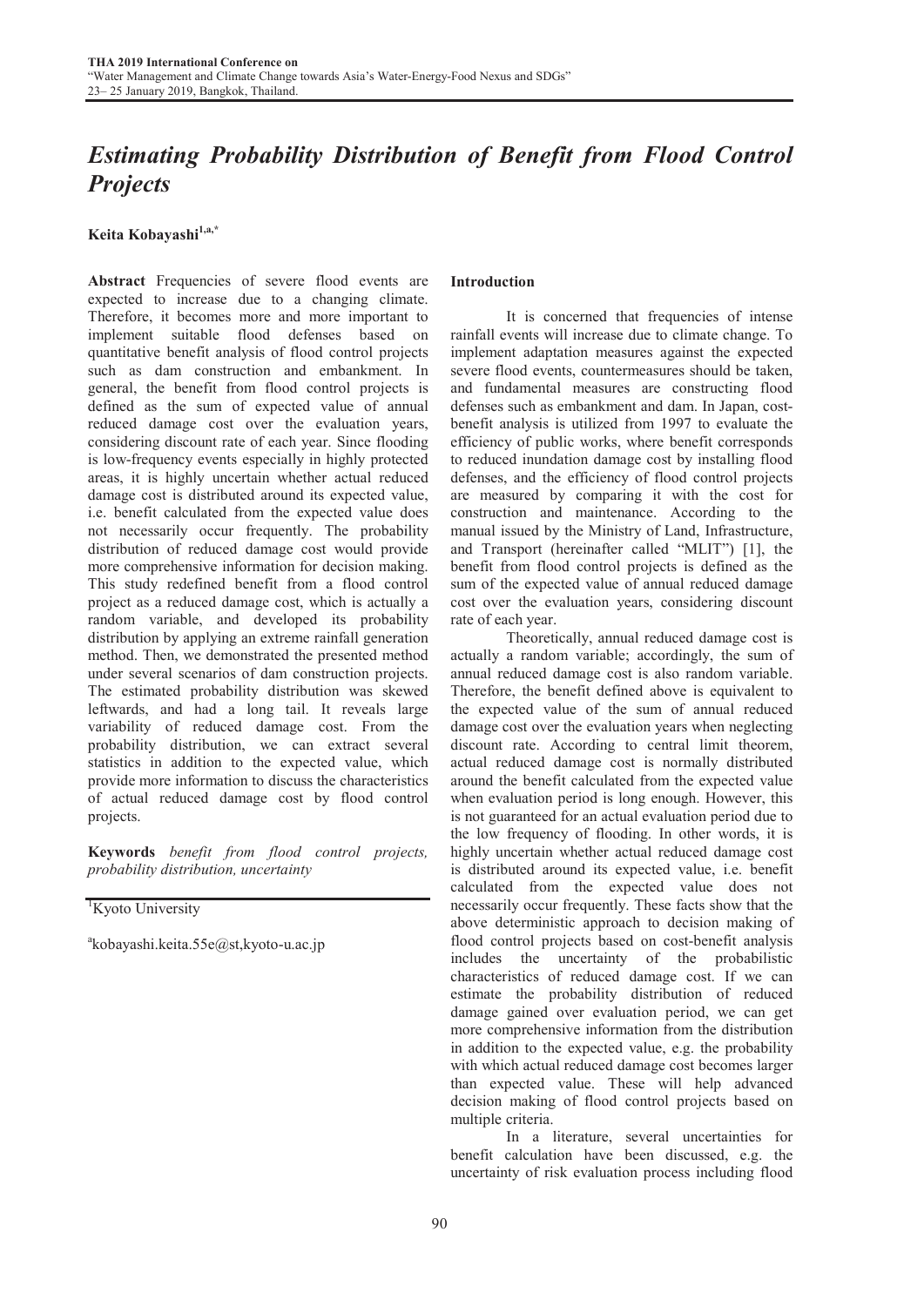# *Estimating Probability Distribution of Benefit from Flood Control Projects*

**Keita Kobayashi**[1,a,*]

**Abstract** Frequencies of severe flood events are expected to increase due to a changing climate. Therefore, it becomes more and more important to implement suitable flood defenses based on quantitative benefit analysis of flood control projects such as dam construction and embankment. In general, the benefit from flood control projects is defined as the sum of expected value of annual reduced damage cost over the evaluation years, considering discount rate of each year. Since flooding is low-frequency events especially in highly protected areas, it is highly uncertain whether actual reduced damage cost is distributed around its expected value, i.e. benefit calculated from the expected value does not necessarily occur frequently. The probability distribution of reduced damage cost would provide more comprehensive information for decision making. This study redefined benefit from a flood control project as a reduced damage cost, which is actually a random variable, and developed its probability distribution by applying an extreme rainfall generation method. Then, we demonstrated the presented method under several scenarios of dam construction projects. The estimated probability distribution was skewed leftwards, and had a long tail. It reveals large variability of reduced damage cost. From the probability distribution, we can extract several statistics in addition to the expected value, which provide more information to discuss the characteristics of actual reduced damage cost by flood control projects.

**Keywords** *benefit from flood control projects, probability distribution, uncertainty*

[1]Kyoto University

[a]kobayashi.keita.55e@st,kyoto-u.ac.jp

## Introduction

It is concerned that frequencies of intense rainfall events will increase due to climate change. To implement adaptation measures against the expected severe flood events, countermeasures should be taken, and fundamental measures are constructing flood defenses such as embankment and dam. In Japan, cost-benefit analysis is utilized from 1997 to evaluate the efficiency of public works, where benefit corresponds to reduced inundation damage cost by installing flood defenses, and the efficiency of flood control projects are measured by comparing it with the cost for construction and maintenance. According to the manual issued by the Ministry of Land, Infrastructure, and Transport (hereinafter called "MLIT") [1], the benefit from flood control projects is defined as the sum of the expected value of annual reduced damage cost over the evaluation years, considering discount rate of each year.

Theoretically, annual reduced damage cost is actually a random variable; accordingly, the sum of annual reduced damage cost is also random variable. Therefore, the benefit defined above is equivalent to the expected value of the sum of annual reduced damage cost over the evaluation years when neglecting discount rate. According to central limit theorem, actual reduced damage cost is normally distributed around the benefit calculated from the expected value when evaluation period is long enough. However, this is not guaranteed for an actual evaluation period due to the low frequency of flooding. In other words, it is highly uncertain whether actual reduced damage cost is distributed around its expected value, i.e. benefit calculated from the expected value does not necessarily occur frequently. These facts show that the above deterministic approach to decision making of flood control projects based on cost-benefit analysis includes the uncertainty of the probabilistic characteristics of reduced damage cost. If we can estimate the probability distribution of reduced damage gained over evaluation period, we can get more comprehensive information from the distribution in addition to the expected value, e.g. the probability with which actual reduced damage cost becomes larger than expected value. These will help advanced decision making of flood control projects based on multiple criteria.

In a literature, several uncertainties for benefit calculation have been discussed, e.g. the uncertainty of risk evaluation process including flood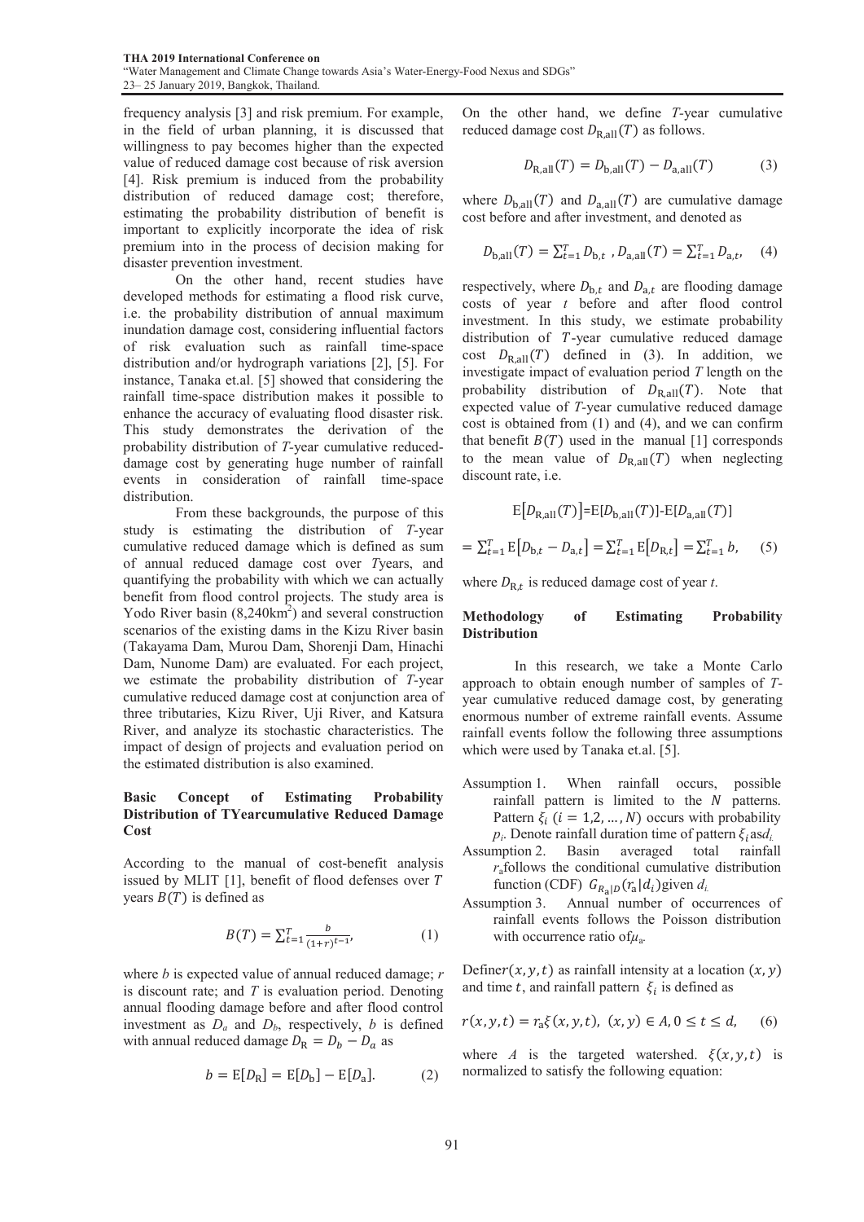frequency analysis [3] and risk premium. For example, in the field of urban planning, it is discussed that willingness to pay becomes higher than the expected value of reduced damage cost because of risk aversion [4]. Risk premium is induced from the probability distribution of reduced damage cost; therefore, estimating the probability distribution of benefit is important to explicitly incorporate the idea of risk premium into in the process of decision making for disaster prevention investment.

On the other hand, recent studies have developed methods for estimating a flood risk curve, i.e. the probability distribution of annual maximum inundation damage cost, considering influential factors of risk evaluation such as rainfall time-space distribution and/or hydrograph variations [2], [5]. For instance, Tanaka et.al. [5] showed that considering the rainfall time-space distribution makes it possible to enhance the accuracy of evaluating flood disaster risk. This study demonstrates the derivation of the probability distribution of *T*-year cumulative reduced-damage cost by generating huge number of rainfall events in consideration of rainfall time-space distribution.

From these backgrounds, the purpose of this study is estimating the distribution of *T*-year cumulative reduced damage which is defined as sum of annual reduced damage cost over *T*years, and quantifying the probability with which we can actually benefit from flood control projects. The study area is Yodo River basin (8,240km$^2$) and several construction scenarios of the existing dams in the Kizu River basin (Takayama Dam, Murou Dam, Shorenji Dam, Hinachi Dam, Nunome Dam) are evaluated. For each project, we estimate the probability distribution of *T*-year cumulative reduced damage cost at conjunction area of three tributaries, Kizu River, Uji River, and Katsura River, and analyze its stochastic characteristics. The impact of design of projects and evaluation period on the estimated distribution is also examined.

## Basic Concept of Estimating Probability Distribution of TYearcumulative Reduced Damage Cost

According to the manual of cost-benefit analysis issued by MLIT [1], benefit of flood defenses over $T$ years $B(T)$ is defined as

$$B(T) = \sum_{t=1}^{T} \frac{b}{(1+r)^{t-1}}, \tag{1}$$

where $b$ is expected value of annual reduced damage; $r$ is discount rate; and $T$ is evaluation period. Denoting annual flooding damage before and after flood control investment as $D_a$ and $D_b$, respectively, $b$ is defined with annual reduced damage $D_R = D_b - D_a$ as

$$b = \mathrm{E}[D_R] = \mathrm{E}[D_b] - \mathrm{E}[D_a]. \tag{2}$$

On the other hand, we define $T$-year cumulative reduced damage cost $D_{R,all}(T)$ as follows.

$$D_{R,all}(T) = D_{b,all}(T) - D_{a,all}(T) \tag{3}$$

where $D_{b,all}(T)$ and $D_{a,all}(T)$ are cumulative damage cost before and after investment, and denoted as

$$D_{b,all}(T) = \sum_{t=1}^{T} D_{b,t}\ , D_{a,all}(T) = \sum_{t=1}^{T} D_{a,t}, \tag{4}$$

respectively, where $D_{b,t}$ and $D_{a,t}$ are flooding damage costs of year $t$ before and after flood control investment. In this study, we estimate probability distribution of $T$-year cumulative reduced damage cost $D_{R,all}(T)$ defined in (3). In addition, we investigate impact of evaluation period $T$ length on the probability distribution of $D_{R,all}(T)$. Note that expected value of *T*-year cumulative reduced damage cost is obtained from (1) and (4), and we can confirm that benefit $B(T)$ used in the manual [1] corresponds to the mean value of $D_{R,all}(T)$ when neglecting discount rate, i.e.

$$\mathrm{E}[D_{R,all}(T)] = \mathrm{E}[D_{b,all}(T)] - \mathrm{E}[D_{a,all}(T)]$$

$$= \sum_{t=1}^{T} \mathrm{E}[D_{b,t} - D_{a,t}] = \sum_{t=1}^{T} \mathrm{E}[D_{R,t}] = \sum_{t=1}^{T} b, \tag{5}$$

where $D_{R,t}$ is reduced damage cost of year $t$.

## Methodology of Estimating Probability Distribution

In this research, we take a Monte Carlo approach to obtain enough number of samples of *T*-year cumulative reduced damage cost, by generating enormous number of extreme rainfall events. Assume rainfall events follow the following three assumptions which were used by Tanaka et.al. [5].

- Assumption 1. When rainfall occurs, possible rainfall pattern is limited to the $N$ patterns. Pattern $\xi_i$ $(i = 1,2,\dots,N)$ occurs with probability $p_i$. Denote rainfall duration time of pattern $\xi_i$ as $d_i$.
- Assumption 2. Basin averaged total rainfall $r_a$ follows the conditional cumulative distribution function (CDF) $G_{R_a|D}(r_a|d_i)$ given $d_i$.
- Assumption 3. Annual number of occurrences of rainfall events follows the Poisson distribution with occurrence ratio of $\mu_a$.

Define $r(x,y,t)$ as rainfall intensity at a location $(x,y)$ and time $t$, and rainfall pattern $\xi_i$ is defined as

$$r(x,y,t) = r_a \xi(x,y,t),\ (x,y) \in A, 0 \le t \le d, \tag{6}$$

where $A$ is the targeted watershed. $\xi(x,y,t)$ is normalized to satisfy the following equation: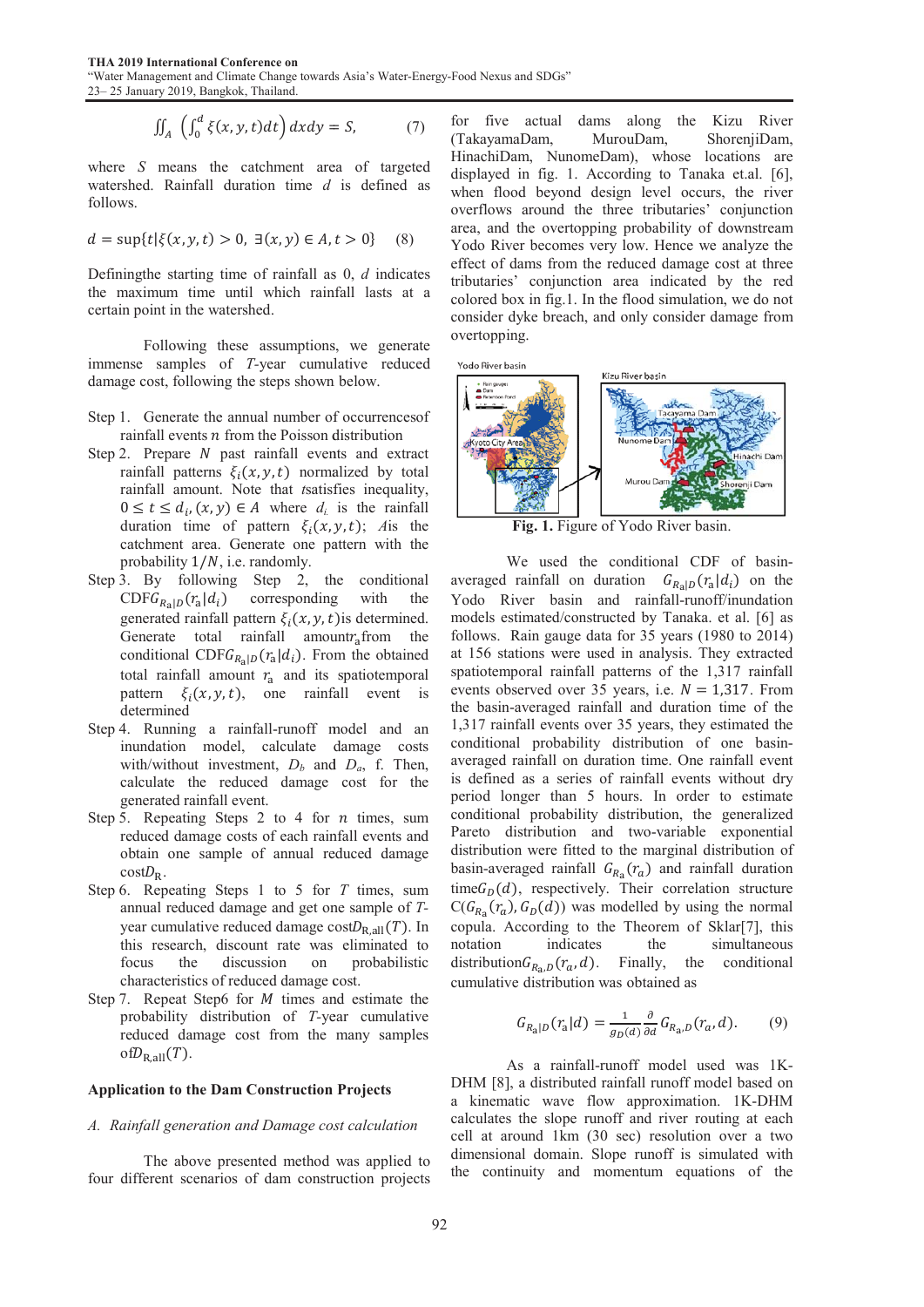$$\iint_A \left(\int_0^d \xi(x,y,t)dt\right) dxdy = S, \quad (7)$$

where $S$ means the catchment area of targeted watershed. Rainfall duration time $d$ is defined as follows.

$$d = \sup\{t | \xi(x,y,t) > 0,\ \exists(x,y) \in A, t > 0\} \quad (8)$$

Definingthe starting time of rainfall as 0, $d$ indicates the maximum time until which rainfall lasts at a certain point in the watershed.

Following these assumptions, we generate immense samples of $T$-year cumulative reduced damage cost, following the steps shown below.

Step 1. Generate the annual number of occurrencesof rainfall events $n$ from the Poisson distribution

Step 2. Prepare $N$ past rainfall events and extract rainfall patterns $\xi_i(x,y,t)$ normalized by total rainfall amount. Note that $t$satisfies inequality, $0 \le t \le d_i, (x,y) \in A$ where $d_i$ is the rainfall duration time of pattern $\xi_i(x,y,t)$; $A$is the catchment area. Generate one pattern with the probability $1/N$, i.e. randomly.

Step 3. By following Step 2, the conditional CDF$G_{R_a|D}(r_a|d_i)$ corresponding with the generated rainfall pattern $\xi_i(x,y,t)$is determined. Generate total rainfall amount$r_a$from the conditional CDF$G_{R_a|D}(r_a|d_i)$. From the obtained total rainfall amount $r_a$ and its spatiotemporal pattern $\xi_i(x,y,t)$, one rainfall event is determined

Step 4. Running a rainfall-runoff model and an inundation model, calculate damage costs with/without investment, $D_b$ and $D_a$, f. Then, calculate the reduced damage cost for the generated rainfall event.

Step 5. Repeating Steps 2 to 4 for $n$ times, sum reduced damage costs of each rainfall events and obtain one sample of annual reduced damage cost$D_R$.

Step 6. Repeating Steps 1 to 5 for $T$ times, sum annual reduced damage and get one sample of $T$-year cumulative reduced damage cost$D_{R,\text{all}}(T)$. In this research, discount rate was eliminated to focus the discussion on probabilistic characteristics of reduced damage cost.

Step 7. Repeat Step6 for $M$ times and estimate the probability distribution of $T$-year cumulative reduced damage cost from the many samples of$D_{R,\text{all}}(T)$.

## Application to the Dam Construction Projects

### *A. Rainfall generation and Damage cost calculation*

The above presented method was applied to four different scenarios of dam construction projects for five actual dams along the Kizu River (TakayamaDam, MurouDam, ShorenjiDam, HinachiDam, NunomeDam), whose locations are displayed in fig. 1. According to Tanaka et.al. [6], when flood beyond design level occurs, the river overflows around the three tributaries' conjunction area, and the overtopping probability of downstream Yodo River becomes very low. Hence we analyze the effect of dams from the reduced damage cost at three tributaries' conjunction area indicated by the red colored box in fig.1. In the flood simulation, we do not consider dyke breach, and only consider damage from overtopping.

Fig. 1. Figure of Yodo River basin.

We used the conditional CDF of basin-averaged rainfall on duration $G_{R_a|D}(r_a|d_i)$ on the Yodo River basin and rainfall-runoff/inundation models estimated/constructed by Tanaka. et al. [6] as follows. Rain gauge data for 35 years (1980 to 2014) at 156 stations were used in analysis. They extracted spatiotemporal rainfall patterns of the 1,317 rainfall events observed over 35 years, i.e. $N = 1{,}317$. From the basin-averaged rainfall and duration time of the 1,317 rainfall events over 35 years, they estimated the conditional probability distribution of one basin-averaged rainfall on duration time. One rainfall event is defined as a series of rainfall events without dry period longer than 5 hours. In order to estimate conditional probability distribution, the generalized Pareto distribution and two-variable exponential distribution were fitted to the marginal distribution of basin-averaged rainfall $G_{R_a}(r_a)$ and rainfall duration time$G_D(d)$, respectively. Their correlation structure $C(G_{R_a}(r_a), G_D(d))$ was modelled by using the normal copula. According to the Theorem of Sklar[7], this notation indicates the simultaneous distribution$G_{R_a,D}(r_a,d)$. Finally, the conditional cumulative distribution was obtained as

$$G_{R_a|D}(r_a|d) = \frac{1}{g_D(d)}\frac{\partial}{\partial d}G_{R_a,D}(r_a,d). \quad (9)$$

As a rainfall-runoff model used was 1K-DHM [8], a distributed rainfall runoff model based on a kinematic wave flow approximation. 1K-DHM calculates the slope runoff and river routing at each cell at around 1km (30 sec) resolution over a two dimensional domain. Slope runoff is simulated with the continuity and momentum equations of the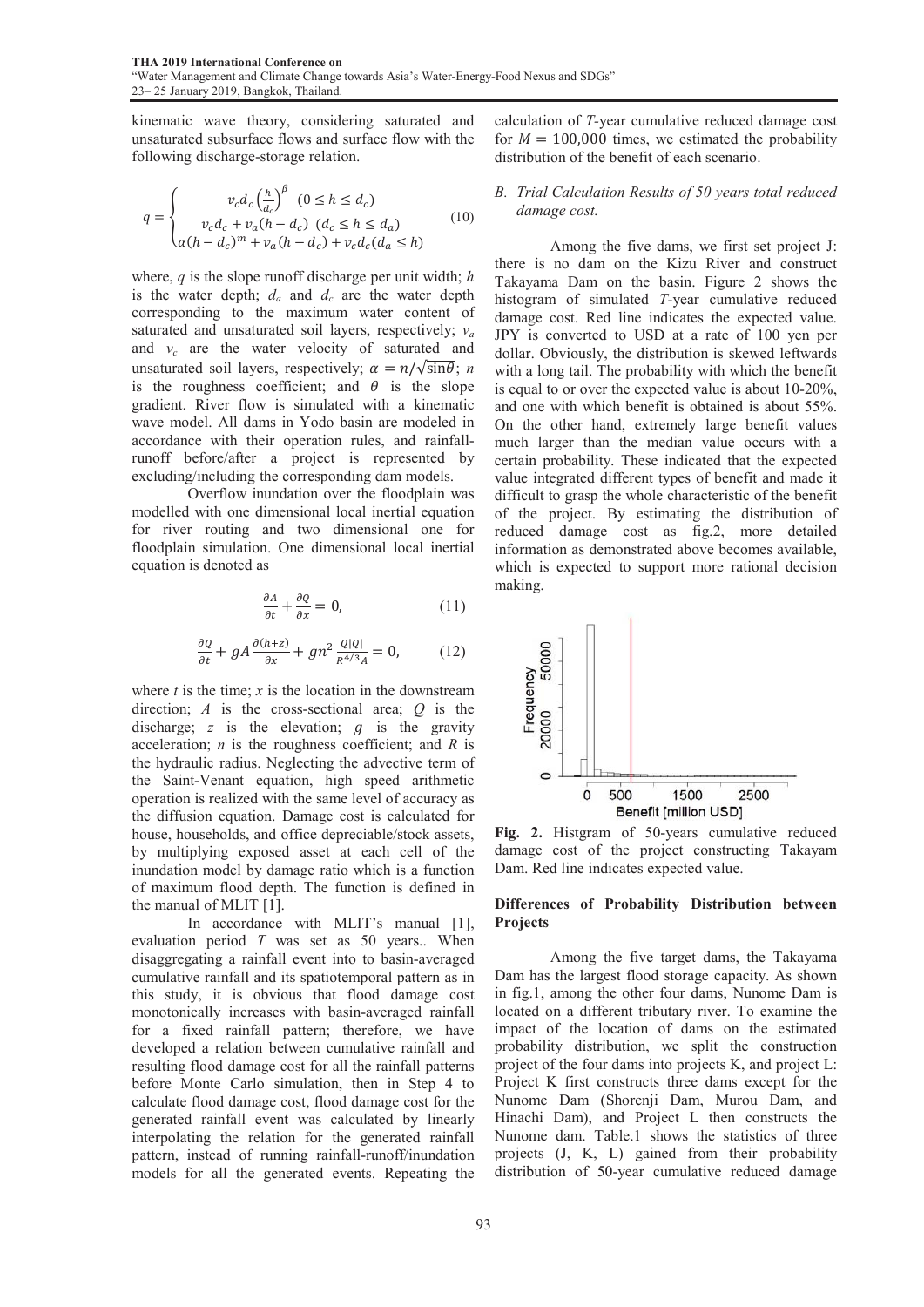kinematic wave theory, considering saturated and unsaturated subsurface flows and surface flow with the following discharge-storage relation.

$$q = \begin{cases} v_c d_c \left(\frac{h}{d_c}\right)^{\beta} & (0 \le h \le d_c) \\ v_c d_c + v_a(h - d_c) & (d_c \le h \le d_a) \\ \alpha(h - d_c)^m + v_a(h - d_c) + v_c d_c & (d_a \le h) \end{cases} \tag{10}$$

where, $q$ is the slope runoff discharge per unit width; $h$ is the water depth; $d_a$ and $d_c$ are the water depth corresponding to the maximum water content of saturated and unsaturated soil layers, respectively; $v_a$ and $v_c$ are the water velocity of saturated and unsaturated soil layers, respectively; $\alpha = n/\sqrt{\sin\theta}$; $n$ is the roughness coefficient; and $\theta$ is the slope gradient. River flow is simulated with a kinematic wave model. All dams in Yodo basin are modeled in accordance with their operation rules, and rainfall-runoff before/after a project is represented by excluding/including the corresponding dam models.

Overflow inundation over the floodplain was modelled with one dimensional local inertial equation for river routing and two dimensional one for floodplain simulation. One dimensional local inertial equation is denoted as

$$\frac{\partial A}{\partial t} + \frac{\partial Q}{\partial x} = 0, \tag{11}$$

$$\frac{\partial Q}{\partial t} + gA\frac{\partial(h+z)}{\partial x} + gn^2\frac{Q|Q|}{R^{4/3}A} = 0, \tag{12}$$

where $t$ is the time; $x$ is the location in the downstream direction; $A$ is the cross-sectional area; $Q$ is the discharge; $z$ is the elevation; $g$ is the gravity acceleration; $n$ is the roughness coefficient; and $R$ is the hydraulic radius. Neglecting the advective term of the Saint-Venant equation, high speed arithmetic operation is realized with the same level of accuracy as the diffusion equation. Damage cost is calculated for house, households, and office depreciable/stock assets, by multiplying exposed asset at each cell of the inundation model by damage ratio which is a function of maximum flood depth. The function is defined in the manual of MLIT [1].

In accordance with MLIT's manual [1], evaluation period $T$ was set as 50 years.. When disaggregating a rainfall event into to basin-averaged cumulative rainfall and its spatiotemporal pattern as in this study, it is obvious that flood damage cost monotonically increases with basin-averaged rainfall for a fixed rainfall pattern; therefore, we have developed a relation between cumulative rainfall and resulting flood damage cost for all the rainfall patterns before Monte Carlo simulation, then in Step 4 to calculate flood damage cost, flood damage cost for the generated rainfall event was calculated by linearly interpolating the relation for the generated rainfall pattern, instead of running rainfall-runoff/inundation models for all the generated events. Repeating the calculation of $T$-year cumulative reduced damage cost for $M = 100{,}000$ times, we estimated the probability distribution of the benefit of each scenario.

### *B. Trial Calculation Results of 50 years total reduced damage cost.*

Among the five dams, we first set project J: there is no dam on the Kizu River and construct Takayama Dam on the basin. Figure 2 shows the histogram of simulated $T$-year cumulative reduced damage cost. Red line indicates the expected value. JPY is converted to USD at a rate of 100 yen per dollar. Obviously, the distribution is skewed leftwards with a long tail. The probability with which the benefit is equal to or over the expected value is about 10-20%, and one with which benefit is obtained is about 55%. On the other hand, extremely large benefit values much larger than the median value occurs with a certain probability. These indicated that the expected value integrated different types of benefit and made it difficult to grasp the whole characteristic of the benefit of the project. By estimating the distribution of reduced damage cost as fig.2, more detailed information as demonstrated above becomes available, which is expected to support more rational decision making.

**Fig. 2.** Histgram of 50-years cumulative reduced damage cost of the project constructing Takayam Dam. Red line indicates expected value.

### Differences of Probability Distribution between Projects

Among the five target dams, the Takayama Dam has the largest flood storage capacity. As shown in fig.1, among the other four dams, Nunome Dam is located on a different tributary river. To examine the impact of the location of dams on the estimated probability distribution, we split the construction project of the four dams into projects K, and project L: Project K first constructs three dams except for the Nunome Dam (Shorenji Dam, Murou Dam, and Hinachi Dam), and Project L then constructs the Nunome dam. Table.1 shows the statistics of three projects (J, K, L) gained from their probability distribution of 50-year cumulative reduced damage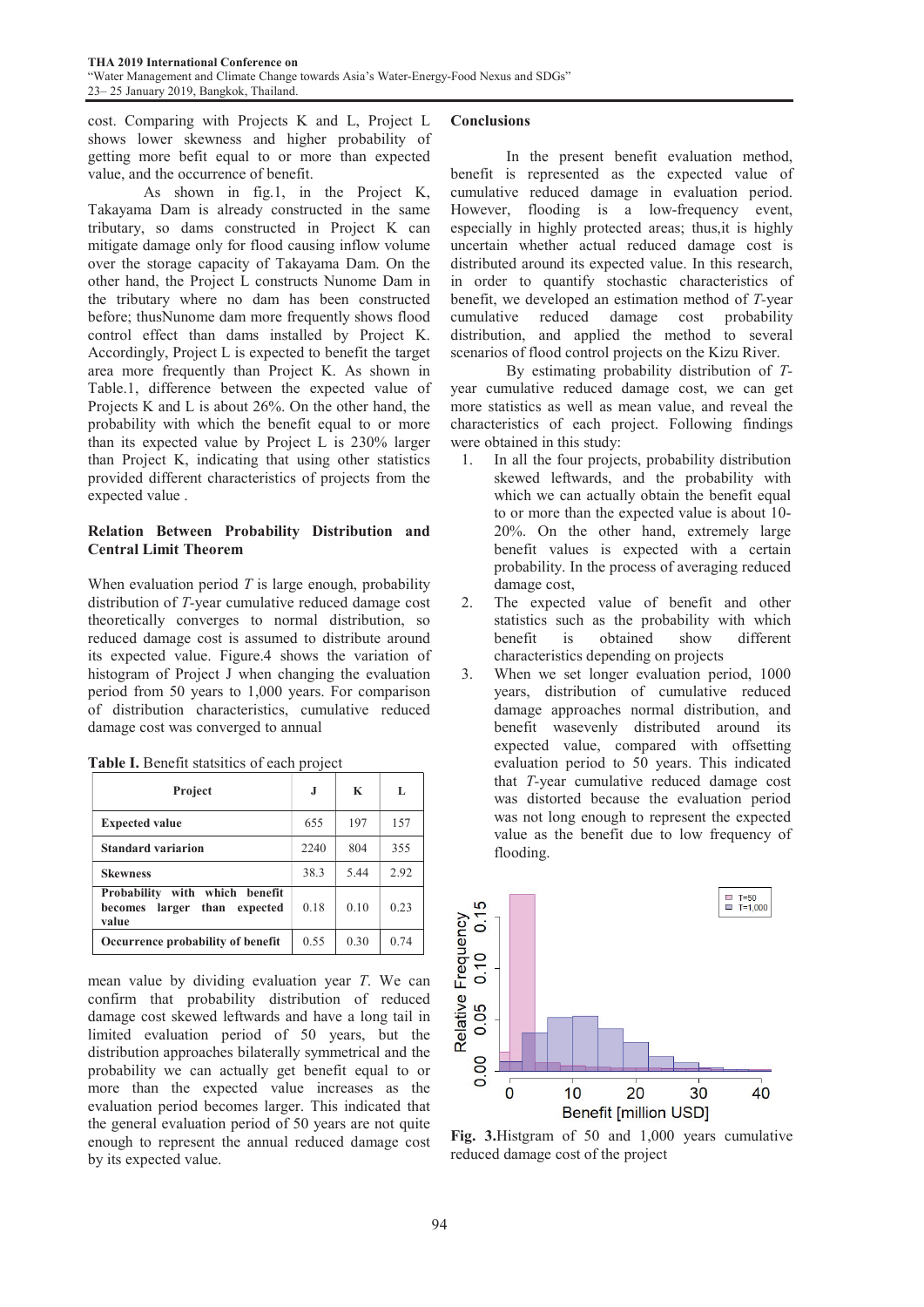cost. Comparing with Projects K and L, Project L shows lower skewness and higher probability of getting more befit equal to or more than expected value, and the occurrence of benefit.

As shown in fig.1, in the Project K, Takayama Dam is already constructed in the same tributary, so dams constructed in Project K can mitigate damage only for flood causing inflow volume over the storage capacity of Takayama Dam. On the other hand, the Project L constructs Nunome Dam in the tributary where no dam has been constructed before; thusNunome dam more frequently shows flood control effect than dams installed by Project K. Accordingly, Project L is expected to benefit the target area more frequently than Project K. As shown in Table.1, difference between the expected value of Projects K and L is about 26%. On the other hand, the probability with which the benefit equal to or more than its expected value by Project L is 230% larger than Project K, indicating that using other statistics provided different characteristics of projects from the expected value .

**Relation Between Probability Distribution and Central Limit Theorem**

When evaluation period $T$ is large enough, probability distribution of $T$-year cumulative reduced damage cost theoretically converges to normal distribution, so reduced damage cost is assumed to distribute around its expected value. Figure.4 shows the variation of histogram of Project J when changing the evaluation period from 50 years to 1,000 years. For comparison of distribution characteristics, cumulative reduced damage cost was converged to annual mean value by dividing evaluation year $T$. We can confirm that probability distribution of reduced damage cost skewed leftwards and have a long tail in limited evaluation period of 50 years, but the distribution approaches bilaterally symmetrical and the probability we can actually get benefit equal to or more than the expected value increases as the evaluation period becomes larger. This indicated that the general evaluation period of 50 years are not quite enough to represent the annual reduced damage cost by its expected value.

**Table I.** Benefit statsitics of each project

| Project | J | K | L |
|---|---|---|---|
| **Expected value** | 655 | 197 | 157 |
| **Standard variarion** | 2240 | 804 | 355 |
| **Skewness** | 38.3 | 5.44 | 2.92 |
| **Probability with which benefit becomes larger than expected value** | 0.18 | 0.10 | 0.23 |
| **Occurrence probability of benefit** | 0.55 | 0.30 | 0.74 |

**Conclusions**

In the present benefit evaluation method, benefit is represented as the expected value of cumulative reduced damage in evaluation period. However, flooding is a low-frequency event, especially in highly protected areas; thus,it is highly uncertain whether actual reduced damage cost is distributed around its expected value. In this research, in order to quantify stochastic characteristics of benefit, we developed an estimation method of $T$-year cumulative reduced damage cost probability distribution, and applied the method to several scenarios of flood control projects on the Kizu River.

By estimating probability distribution of $T$-year cumulative reduced damage cost, we can get more statistics as well as mean value, and reveal the characteristics of each project. Following findings were obtained in this study:

1. In all the four projects, probability distribution skewed leftwards, and the probability with which we can actually obtain the benefit equal to or more than the expected value is about 10-20%. On the other hand, extremely large benefit values is expected with a certain probability. In the process of averaging reduced damage cost,
2. The expected value of benefit and other statistics such as the probability with which benefit is obtained show different characteristics depending on projects
3. When we set longer evaluation period, 1000 years, distribution of cumulative reduced damage approaches normal distribution, and benefit wasevenly distributed around its expected value, compared with offsetting evaluation period to 50 years. This indicated that $T$-year cumulative reduced damage cost was distorted because the evaluation period was not long enough to represent the expected value as the benefit due to low frequency of flooding.

**Fig. 3.**Histgram of 50 and 1,000 years cumulative reduced damage cost of the project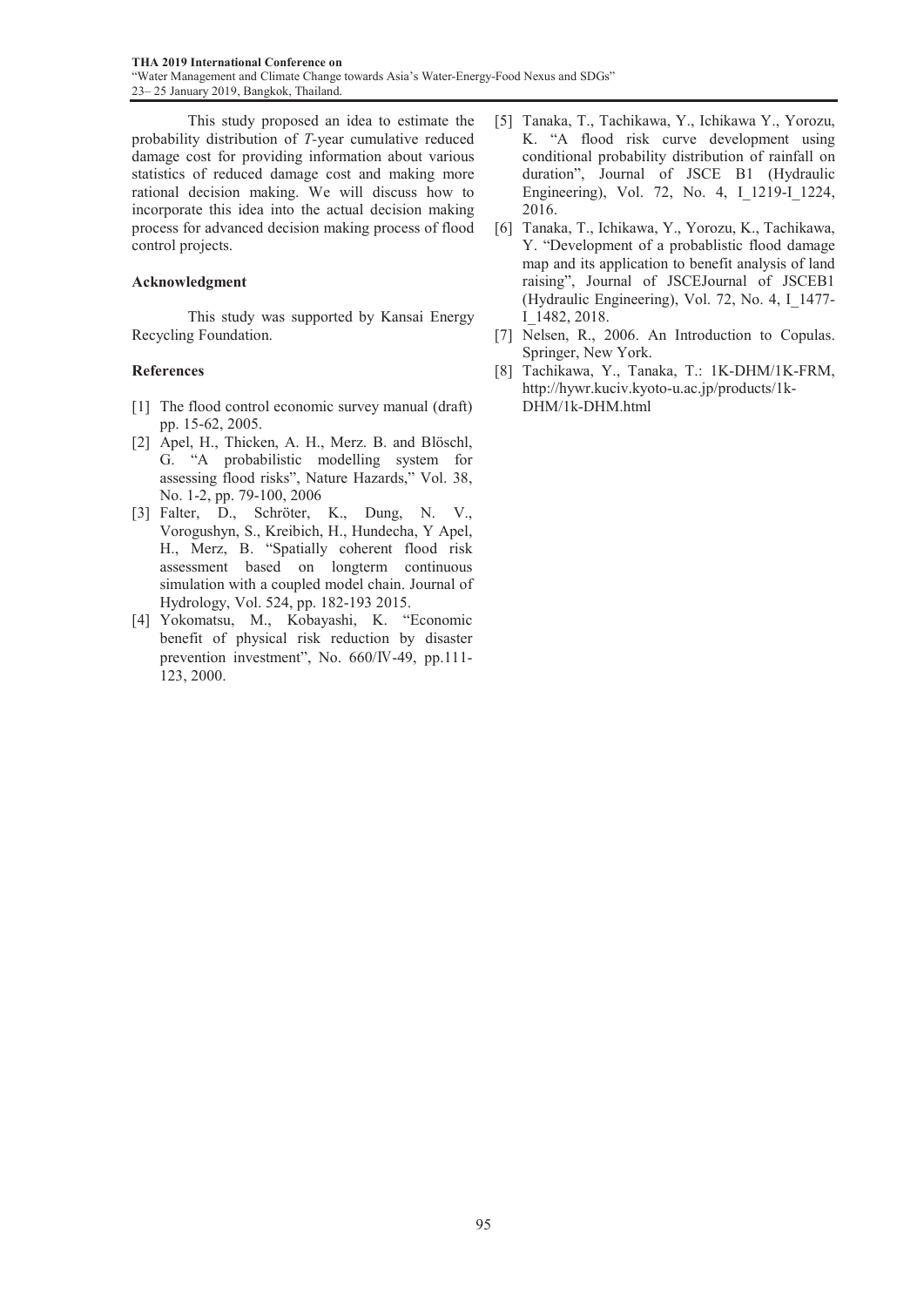This study proposed an idea to estimate the probability distribution of $T$-year cumulative reduced damage cost for providing information about various statistics of reduced damage cost and making more rational decision making. We will discuss how to incorporate this idea into the actual decision making process for advanced decision making process of flood control projects.

### Acknowledgment

This study was supported by Kansai Energy Recycling Foundation.

### References

- [1] The flood control economic survey manual (draft) pp. 15-62, 2005.
- [2] Apel, H., Thicken, A. H., Merz. B. and Blöschl, G. "A probabilistic modelling system for assessing flood risks", Nature Hazards," Vol. 38, No. 1-2, pp. 79-100, 2006
- [3] Falter, D., Schröter, K., Dung, N. V., Vorogushyn, S., Kreibich, H., Hundecha, Y Apel, H., Merz, B. "Spatially coherent flood risk assessment based on longterm continuous simulation with a coupled model chain. Journal of Hydrology, Vol. 524, pp. 182-193 2015.
- [4] Yokomatsu, M., Kobayashi, K. "Economic benefit of physical risk reduction by disaster prevention investment", No. 660/Ⅳ-49, pp.111-123, 2000.
- [5] Tanaka, T., Tachikawa, Y., Ichikawa Y., Yorozu, K. "A flood risk curve development using conditional probability distribution of rainfall on duration", Journal of JSCE B1 (Hydraulic Engineering), Vol. 72, No. 4, I_1219-I_1224, 2016.
- [6] Tanaka, T., Ichikawa, Y., Yorozu, K., Tachikawa, Y. "Development of a probablistic flood damage map and its application to benefit analysis of land raising", Journal of JSCEJournal of JSCEB1 (Hydraulic Engineering), Vol. 72, No. 4, I_1477-I_1482, 2018.
- [7] Nelsen, R., 2006. An Introduction to Copulas. Springer, New York.
- [8] Tachikawa, Y., Tanaka, T.: 1K-DHM/1K-FRM, http://hywr.kuciv.kyoto-u.ac.jp/products/1k-DHM/1k-DHM.html